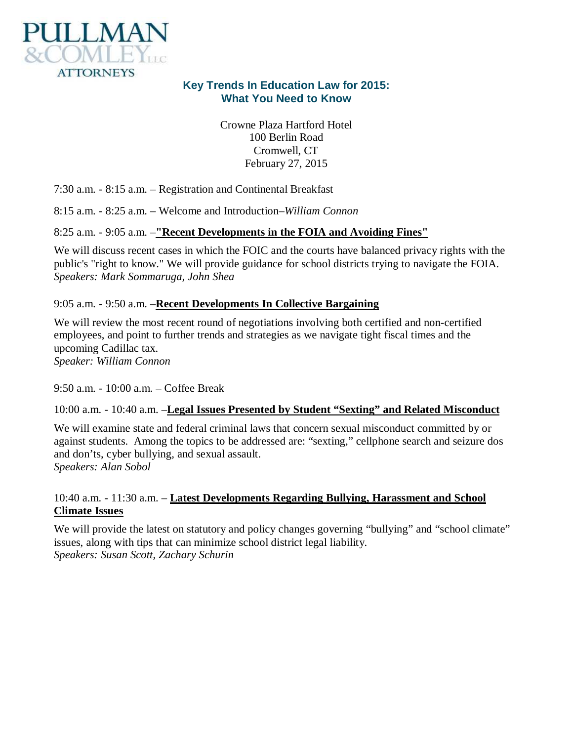PULLMAN & COMLEY LLC ATTORNEYS

# Key Trends In Education Law for 2015: What You Need to Know

Crowne Plaza Hartford Hotel
100 Berlin Road
Cromwell, CT
February 27, 2015

7:30 a.m. - 8:15 a.m. – Registration and Continental Breakfast

8:15 a.m. - 8:25 a.m. – Welcome and Introduction–*William Connon*

8:25 a.m. - 9:05 a.m. –**"Recent Developments in the FOIA and Avoiding Fines"**

We will discuss recent cases in which the FOIC and the courts have balanced privacy rights with the public's "right to know." We will provide guidance for school districts trying to navigate the FOIA.
*Speakers: Mark Sommaruga, John Shea*

9:05 a.m. - 9:50 a.m. –**Recent Developments In Collective Bargaining**

We will review the most recent round of negotiations involving both certified and non-certified employees, and point to further trends and strategies as we navigate tight fiscal times and the upcoming Cadillac tax.
*Speaker: William Connon*

9:50 a.m. - 10:00 a.m. – Coffee Break

10:00 a.m. - 10:40 a.m. –**Legal Issues Presented by Student "Sexting" and Related Misconduct**

We will examine state and federal criminal laws that concern sexual misconduct committed by or against students. Among the topics to be addressed are: "sexting," cellphone search and seizure dos and don'ts, cyber bullying, and sexual assault.
*Speakers: Alan Sobol*

10:40 a.m. - 11:30 a.m. – **Latest Developments Regarding Bullying, Harassment and School Climate Issues**

We will provide the latest on statutory and policy changes governing "bullying" and "school climate" issues, along with tips that can minimize school district legal liability.
*Speakers: Susan Scott, Zachary Schurin*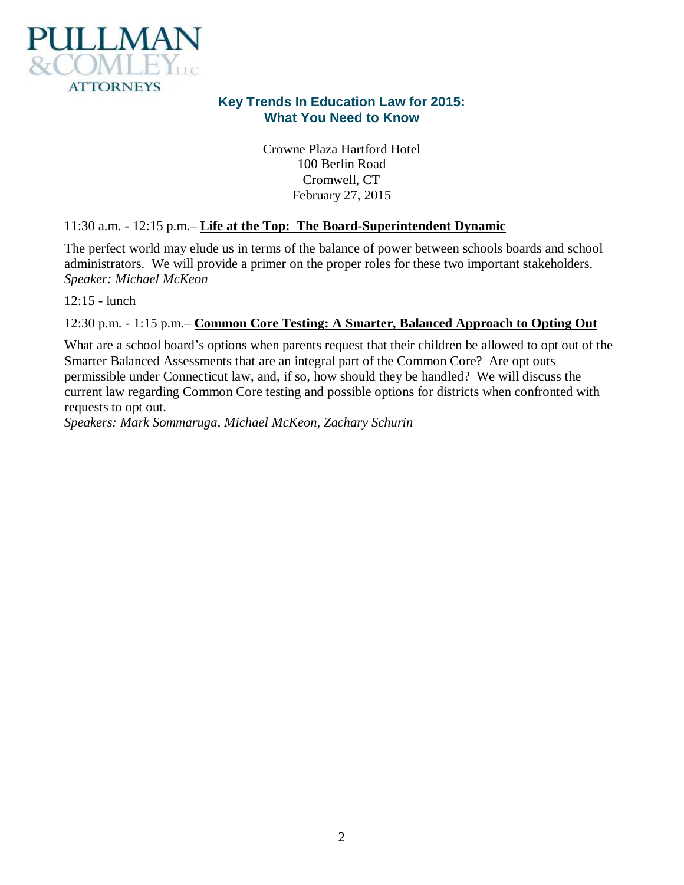PULLMAN &COMLEY LLC ATTORNEYS

## Key Trends In Education Law for 2015: What You Need to Know

Crowne Plaza Hartford Hotel
100 Berlin Road
Cromwell, CT
February 27, 2015

11:30 a.m. - 12:15 p.m.– **Life at the Top: The Board-Superintendent Dynamic**

The perfect world may elude us in terms of the balance of power between schools boards and school administrators. We will provide a primer on the proper roles for these two important stakeholders.
*Speaker: Michael McKeon*

12:15 - lunch

12:30 p.m. - 1:15 p.m.– **Common Core Testing: A Smarter, Balanced Approach to Opting Out**

What are a school board's options when parents request that their children be allowed to opt out of the Smarter Balanced Assessments that are an integral part of the Common Core? Are opt outs permissible under Connecticut law, and, if so, how should they be handled? We will discuss the current law regarding Common Core testing and possible options for districts when confronted with requests to opt out.
*Speakers: Mark Sommaruga, Michael McKeon, Zachary Schurin*